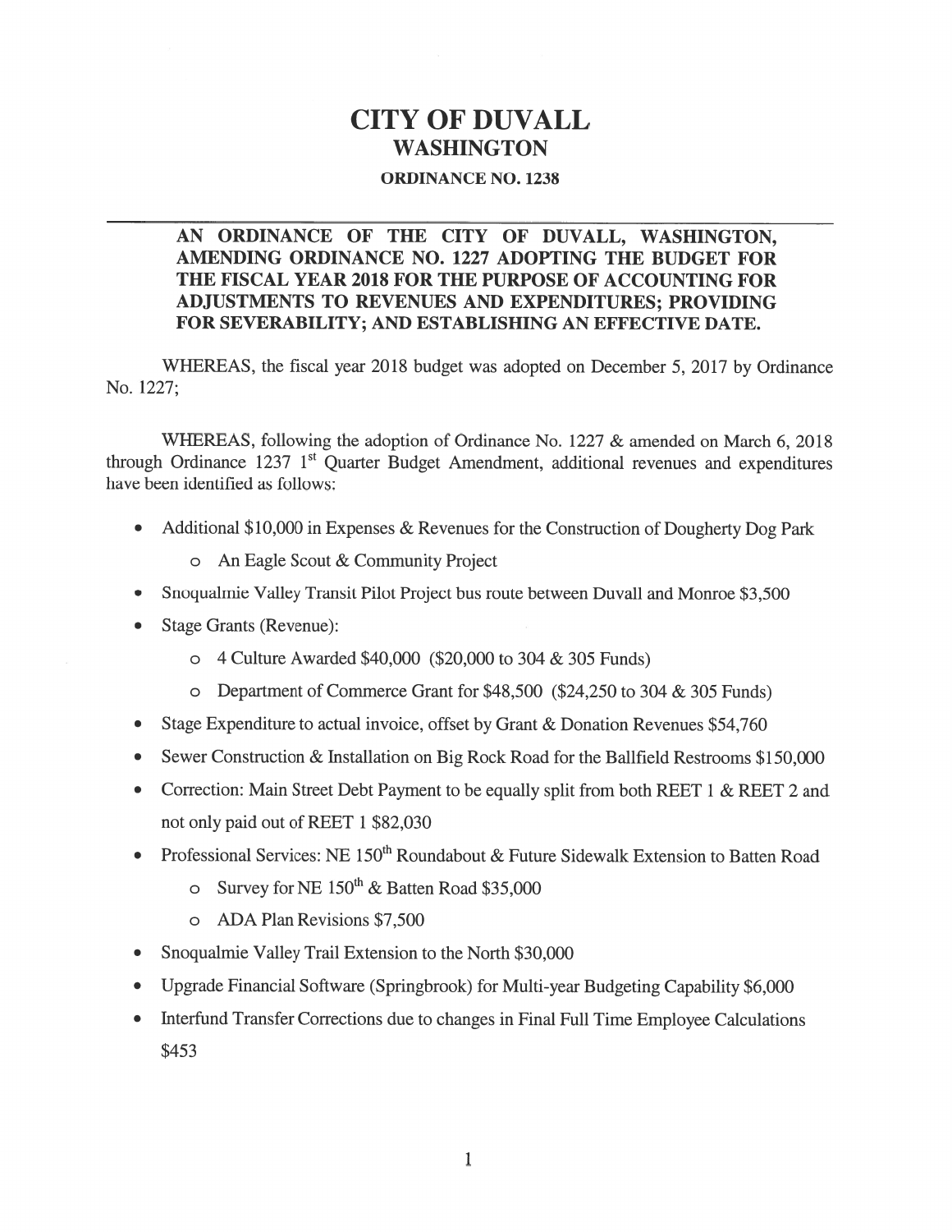# CITY OF DUVALL
## WASHINGTON
### ORDINANCE NO. 1238

---

**AN ORDINANCE OF THE CITY OF DUVALL, WASHINGTON, AMENDING ORDINANCE NO. 1227 ADOPTING THE BUDGET FOR THE FISCAL YEAR 2018 FOR THE PURPOSE OF ACCOUNTING FOR ADJUSTMENTS TO REVENUES AND EXPENDITURES; PROVIDING FOR SEVERABILITY; AND ESTABLISHING AN EFFECTIVE DATE.**

WHEREAS, the fiscal year 2018 budget was adopted on December 5, 2017 by Ordinance No. 1227;

WHEREAS, following the adoption of Ordinance No. 1227 & amended on March 6, 2018 through Ordinance 1237 1st Quarter Budget Amendment, additional revenues and expenditures have been identified as follows:

- Additional $10,000 in Expenses & Revenues for the Construction of Dougherty Dog Park
  - An Eagle Scout & Community Project
- Snoqualmie Valley Transit Pilot Project bus route between Duvall and Monroe $3,500
- Stage Grants (Revenue):
  - 4 Culture Awarded $40,000 ($20,000 to 304 & 305 Funds)
  - Department of Commerce Grant for $48,500 ($24,250 to 304 & 305 Funds)
- Stage Expenditure to actual invoice, offset by Grant & Donation Revenues $54,760
- Sewer Construction & Installation on Big Rock Road for the Ballfield Restrooms $150,000
- Correction: Main Street Debt Payment to be equally split from both REET 1 & REET 2 and not only paid out of REET 1 $82,030
- Professional Services: NE 150th Roundabout & Future Sidewalk Extension to Batten Road
  - Survey for NE 150th & Batten Road $35,000
  - ADA Plan Revisions $7,500
- Snoqualmie Valley Trail Extension to the North $30,000
- Upgrade Financial Software (Springbrook) for Multi-year Budgeting Capability $6,000
- Interfund Transfer Corrections due to changes in Final Full Time Employee Calculations $453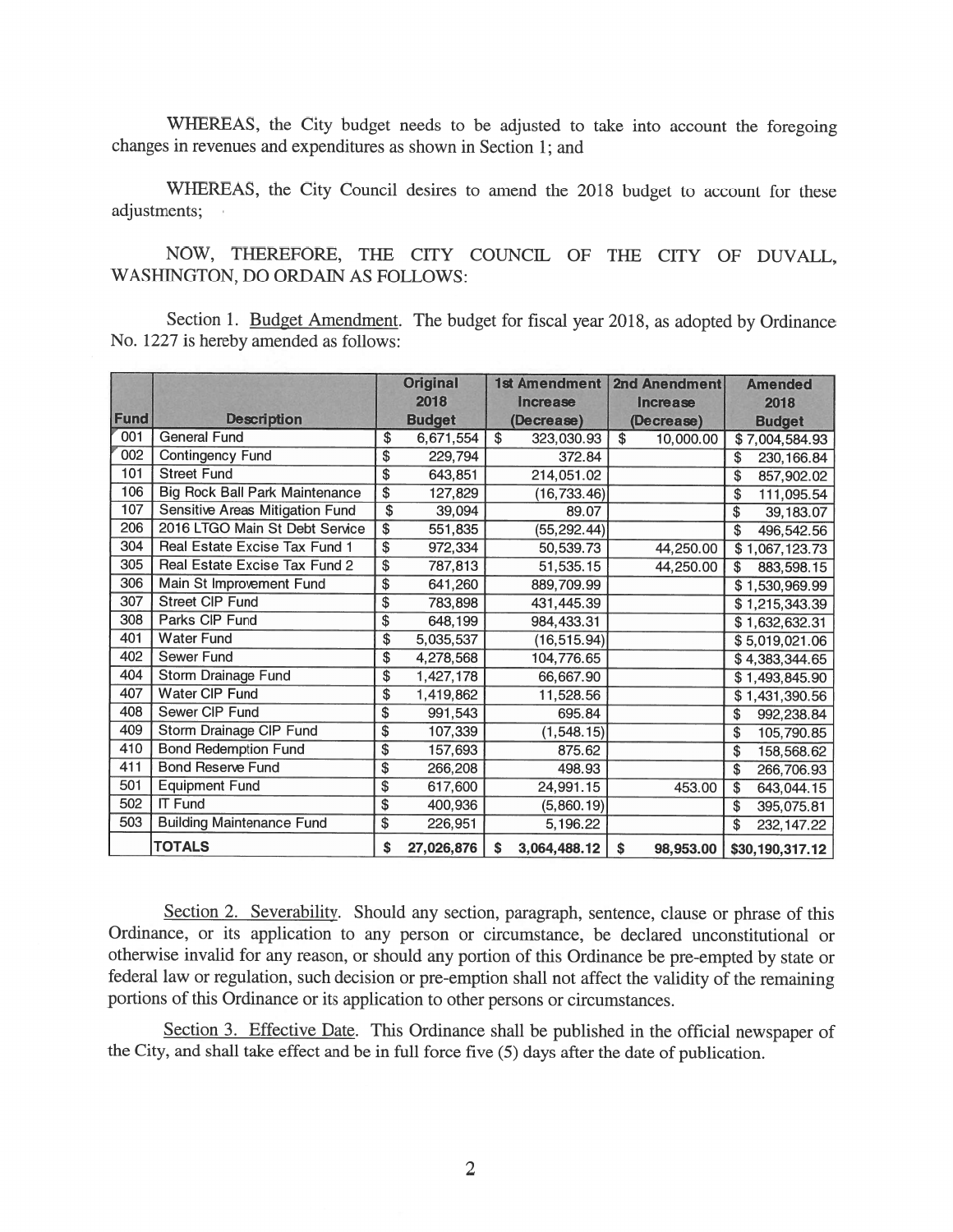WHEREAS, the City budget needs to be adjusted to take into account the foregoing changes in revenues and expenditures as shown in Section 1; and

WHEREAS, the City Council desires to amend the 2018 budget to account for these adjustments;

NOW, THEREFORE, THE CITY COUNCIL OF THE CITY OF DUVALL, WASHINGTON, DO ORDAIN AS FOLLOWS:

Section 1. Budget Amendment. The budget for fiscal year 2018, as adopted by Ordinance No. 1227 is hereby amended as follows:

| Fund | Description | Original 2018 Budget | 1st Amendment Increase (Decrease) | 2nd Anendment Increase (Decrease) | Amended 2018 Budget |
|---|---|---|---|---|---|
| 001 | General Fund | $ 6,671,554 | $ 323,030.93 | $ 10,000.00 | $ 7,004,584.93 |
| 002 | Contingency Fund | $ 229,794 | 372.84 | | $ 230,166.84 |
| 101 | Street Fund | $ 643,851 | 214,051.02 | | $ 857,902.02 |
| 106 | Big Rock Ball Park Maintenance | $ 127,829 | (16,733.46) | | $ 111,095.54 |
| 107 | Sensitive Areas Mitigation Fund | $ 39,094 | 89.07 | | $ 39,183.07 |
| 206 | 2016 LTGO Main St Debt Service | $ 551,835 | (55,292.44) | | $ 496,542.56 |
| 304 | Real Estate Excise Tax Fund 1 | $ 972,334 | 50,539.73 | 44,250.00 | $ 1,067,123.73 |
| 305 | Real Estate Excise Tax Fund 2 | $ 787,813 | 51,535.15 | 44,250.00 | $ 883,598.15 |
| 306 | Main St Improvement Fund | $ 641,260 | 889,709.99 | | $ 1,530,969.99 |
| 307 | Street CIP Fund | $ 783,898 | 431,445.39 | | $ 1,215,343.39 |
| 308 | Parks CIP Fund | $ 648,199 | 984,433.31 | | $ 1,632,632.31 |
| 401 | Water Fund | $ 5,035,537 | (16,515.94) | | $ 5,019,021.06 |
| 402 | Sewer Fund | $ 4,278,568 | 104,776.65 | | $ 4,383,344.65 |
| 404 | Storm Drainage Fund | $ 1,427,178 | 66,667.90 | | $ 1,493,845.90 |
| 407 | Water CIP Fund | $ 1,419,862 | 11,528.56 | | $ 1,431,390.56 |
| 408 | Sewer CIP Fund | $ 991,543 | 695.84 | | $ 992,238.84 |
| 409 | Storm Drainage CIP Fund | $ 107,339 | (1,548.15) | | $ 105,790.85 |
| 410 | Bond Redemption Fund | $ 157,693 | 875.62 | | $ 158,568.62 |
| 411 | Bond Reserve Fund | $ 266,208 | 498.93 | | $ 266,706.93 |
| 501 | Equipment Fund | $ 617,600 | 24,991.15 | 453.00 | $ 643,044.15 |
| 502 | IT Fund | $ 400,936 | (5,860.19) | | $ 395,075.81 |
| 503 | Building Maintenance Fund | $ 226,951 | 5,196.22 | | $ 232,147.22 |
| | **TOTALS** | **$ 27,026,876** | **$ 3,064,488.12** | **$ 98,953.00** | **$30,190,317.12** |

Section 2. Severability. Should any section, paragraph, sentence, clause or phrase of this Ordinance, or its application to any person or circumstance, be declared unconstitutional or otherwise invalid for any reason, or should any portion of this Ordinance be pre-empted by state or federal law or regulation, such decision or pre-emption shall not affect the validity of the remaining portions of this Ordinance or its application to other persons or circumstances.

Section 3. Effective Date. This Ordinance shall be published in the official newspaper of the City, and shall take effect and be in full force five (5) days after the date of publication.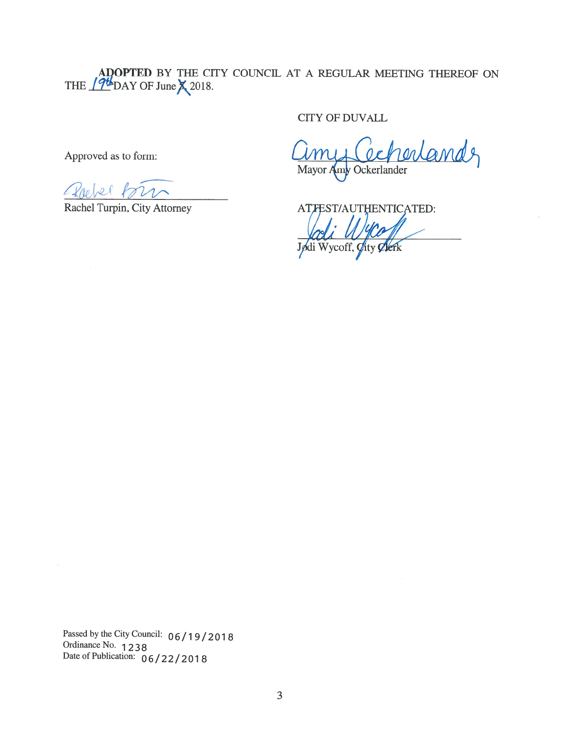**ADOPTED** BY THE CITY COUNCIL AT A REGULAR MEETING THEREOF ON THE 19th DAY OF June 2018.

CITY OF DUVALL

Approved as to form:

Mayor Amy Ockerlander

Rachel Turpin, City Attorney

ATTEST/AUTHENTICATED:

Jodi Wycoff, City Clerk

Passed by the City Council: 06/19/2018
Ordinance No. 1238
Date of Publication: 06/22/2018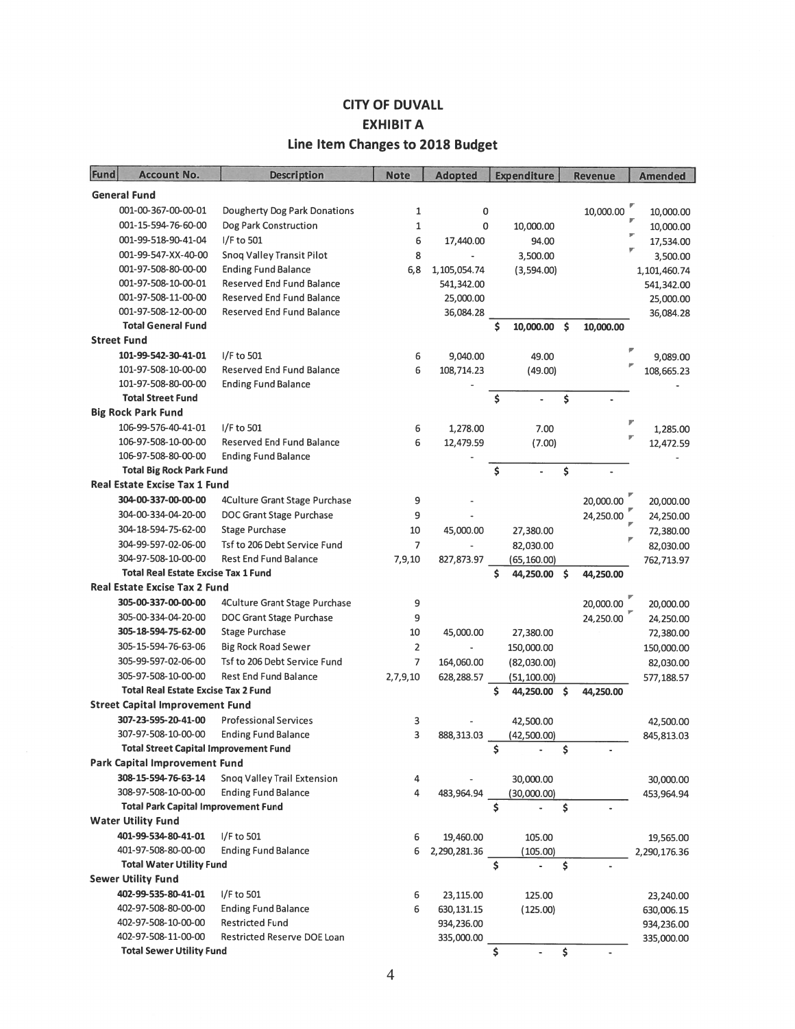# CITY OF DUVALL
## EXHIBIT A
### Line Item Changes to 2018 Budget

| Fund | Account No. | Description | Note | Adopted | Expenditure | Revenue | Amended |
|---|---|---|---|---|---|---|---|
| **General Fund** | | | | | | | |
| | 001-00-367-00-00-01 | Dougherty Dog Park Donations | 1 | 0 | | 10,000.00 | 10,000.00 |
| | 001-15-594-76-60-00 | Dog Park Construction | 1 | 0 | 10,000.00 | | 10,000.00 |
| | 001-99-518-90-41-04 | I/F to 501 | 6 | 17,440.00 | 94.00 | | 17,534.00 |
| | 001-99-547-XX-40-00 | Snoq Valley Transit Pilot | 8 | - | 3,500.00 | | 3,500.00 |
| | 001-97-508-80-00-00 | Ending Fund Balance | 6,8 | 1,105,054.74 | (3,594.00) | | 1,101,460.74 |
| | 001-97-508-10-00-01 | Reserved End Fund Balance | | 541,342.00 | | | 541,342.00 |
| | 001-97-508-11-00-00 | Reserved End Fund Balance | | 25,000.00 | | | 25,000.00 |
| | 001-97-508-12-00-00 | Reserved End Fund Balance | | 36,084.28 | | | 36,084.28 |
| | **Total General Fund** | | | | $ 10,000.00 | $ 10,000.00 | |
| **Street Fund** | | | | | | | |
| | 101-99-542-30-41-01 | I/F to 501 | 6 | 9,040.00 | 49.00 | | 9,089.00 |
| | 101-97-508-10-00-00 | Reserved End Fund Balance | 6 | 108,714.23 | (49.00) | | 108,665.23 |
| | 101-97-508-80-00-00 | Ending Fund Balance | | - | | | - |
| | **Total Street Fund** | | | | $ - | $ - | |
| **Big Rock Park Fund** | | | | | | | |
| | 106-99-576-40-41-01 | I/F to 501 | 6 | 1,278.00 | 7.00 | | 1,285.00 |
| | 106-97-508-10-00-00 | Reserved End Fund Balance | 6 | 12,479.59 | (7.00) | | 12,472.59 |
| | 106-97-508-80-00-00 | Ending Fund Balance | | - | | | - |
| | **Total Big Rock Park Fund** | | | | $ - | $ - | |
| **Real Estate Excise Tax 1 Fund** | | | | | | | |
| | 304-00-337-00-00-00 | 4Culture Grant Stage Purchase | 9 | - | | 20,000.00 | 20,000.00 |
| | 304-00-334-04-20-00 | DOC Grant Stage Purchase | 9 | - | | 24,250.00 | 24,250.00 |
| | 304-18-594-75-62-00 | Stage Purchase | 10 | 45,000.00 | 27,380.00 | | 72,380.00 |
| | 304-99-597-02-06-00 | Tsf to 206 Debt Service Fund | 7 | - | 82,030.00 | | 82,030.00 |
| | 304-97-508-10-00-00 | Rest End Fund Balance | 7,9,10 | 827,873.97 | (65,160.00) | | 762,713.97 |
| | **Total Real Estate Excise Tax 1 Fund** | | | | $ 44,250.00 | $ 44,250.00 | |
| **Real Estate Excise Tax 2 Fund** | | | | | | | |
| | 305-00-337-00-00-00 | 4Culture Grant Stage Purchase | 9 | | | 20,000.00 | 20,000.00 |
| | 305-00-334-04-20-00 | DOC Grant Stage Purchase | 9 | | | 24,250.00 | 24,250.00 |
| | 305-18-594-75-62-00 | Stage Purchase | 10 | 45,000.00 | 27,380.00 | | 72,380.00 |
| | 305-15-594-76-63-06 | Big Rock Road Sewer | 2 | - | 150,000.00 | | 150,000.00 |
| | 305-99-597-02-06-00 | Tsf to 206 Debt Service Fund | 7 | 164,060.00 | (82,030.00) | | 82,030.00 |
| | 305-97-508-10-00-00 | Rest End Fund Balance | 2,7,9,10 | 628,288.57 | (51,100.00) | | 577,188.57 |
| | **Total Real Estate Excise Tax 2 Fund** | | | | $ 44,250.00 | $ 44,250.00 | |
| **Street Capital Improvement Fund** | | | | | | | |
| | 307-23-595-20-41-00 | Professional Services | 3 | - | 42,500.00 | | 42,500.00 |
| | 307-97-508-10-00-00 | Ending Fund Balance | 3 | 888,313.03 | (42,500.00) | | 845,813.03 |
| | **Total Street Capital Improvement Fund** | | | | $ - | $ - | |
| **Park Capital Improvement Fund** | | | | | | | |
| | 308-15-594-76-63-14 | Snoq Valley Trail Extension | 4 | - | 30,000.00 | | 30,000.00 |
| | 308-97-508-10-00-00 | Ending Fund Balance | 4 | 483,964.94 | (30,000.00) | | 453,964.94 |
| | **Total Park Capital Improvement Fund** | | | | $ - | $ - | |
| **Water Utility Fund** | | | | | | | |
| | 401-99-534-80-41-01 | I/F to 501 | 6 | 19,460.00 | 105.00 | | 19,565.00 |
| | 401-97-508-80-00-00 | Ending Fund Balance | 6 | 2,290,281.36 | (105.00) | | 2,290,176.36 |
| | **Total Water Utility Fund** | | | | $ - | $ - | |
| **Sewer Utility Fund** | | | | | | | |
| | 402-99-535-80-41-01 | I/F to 501 | 6 | 23,115.00 | 125.00 | | 23,240.00 |
| | 402-97-508-80-00-00 | Ending Fund Balance | 6 | 630,131.15 | (125.00) | | 630,006.15 |
| | 402-97-508-10-00-00 | Restricted Fund | | 934,236.00 | | | 934,236.00 |
| | 402-97-508-11-00-00 | Restricted Reserve DOE Loan | | 335,000.00 | | | 335,000.00 |
| | **Total Sewer Utility Fund** | | | | $ - | $ - | |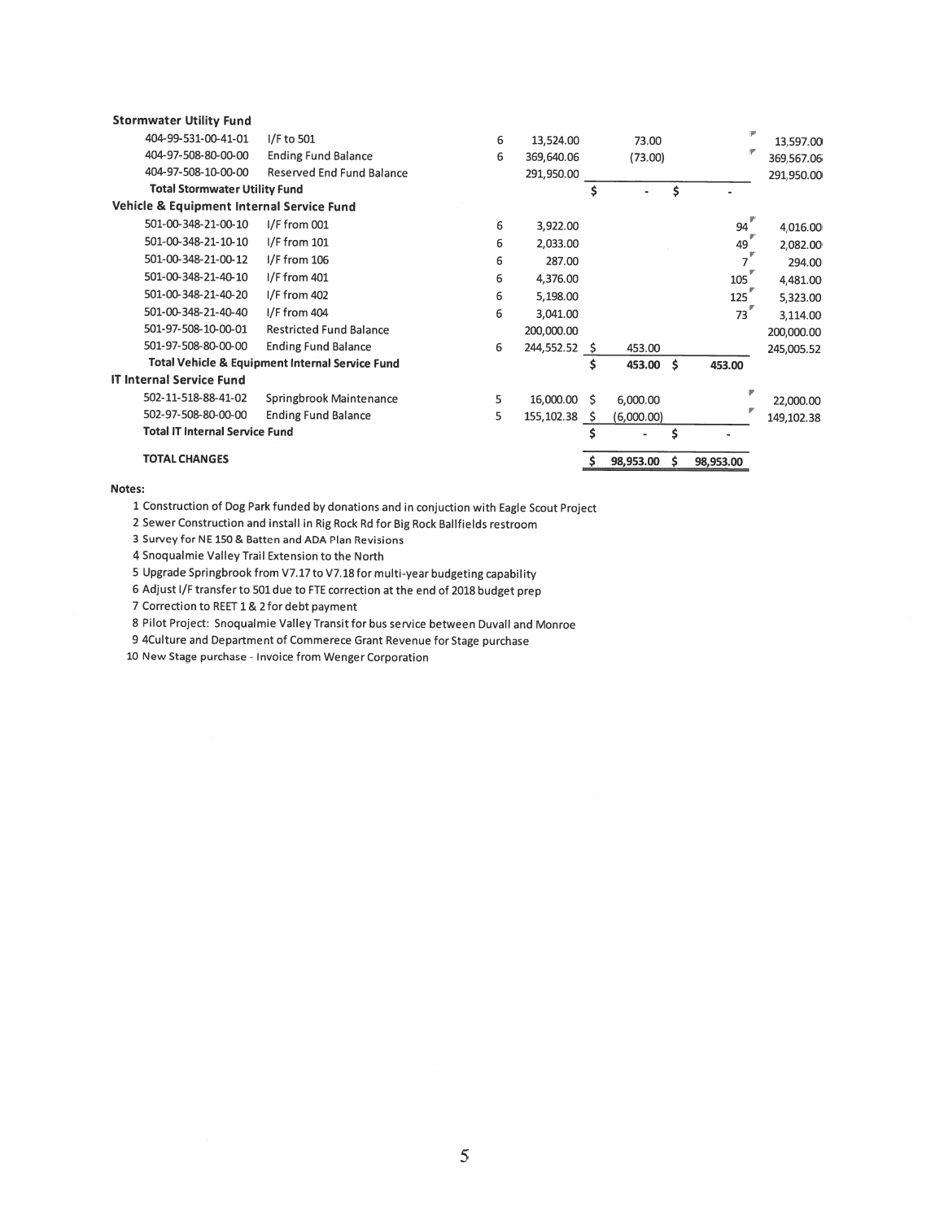| | | | | | | |
|---|---|---|---|---|---|---|
| **Stormwater Utility Fund** | | | | | | |
| 404-99-531-00-41-01 | I/F to 501 | 6 | 13,524.00 | 73.00 | | 13,597.00 |
| 404-97-508-80-00-00 | Ending Fund Balance | 6 | 369,640.06 | (73.00) | | 369,567.06 |
| 404-97-508-10-00-00 | Reserved End Fund Balance | | 291,950.00 | | | 291,950.00 |
| **Total Stormwater Utility Fund** | | | | $ - | $ - | |
| **Vehicle & Equipment Internal Service Fund** | | | | | | |
| 501-00-348-21-00-10 | I/F from 001 | 6 | 3,922.00 | | 94 | 4,016.00 |
| 501-00-348-21-10-10 | I/F from 101 | 6 | 2,033.00 | | 49 | 2,082.00 |
| 501-00-348-21-00-12 | I/F from 106 | 6 | 287.00 | | 7 | 294.00 |
| 501-00-348-21-40-10 | I/F from 401 | 6 | 4,376.00 | | 105 | 4,481.00 |
| 501-00-348-21-40-20 | I/F from 402 | 6 | 5,198.00 | | 125 | 5,323.00 |
| 501-00-348-21-40-40 | I/F from 404 | 6 | 3,041.00 | | 73 | 3,114.00 |
| 501-97-508-10-00-01 | Restricted Fund Balance | | 200,000.00 | | | 200,000.00 |
| 501-97-508-80-00-00 | Ending Fund Balance | 6 | 244,552.52 | $ 453.00 | | 245,005.52 |
| **Total Vehicle & Equipment Internal Service Fund** | | | | $ 453.00 | $ 453.00 | |
| **IT Internal Service Fund** | | | | | | |
| 502-11-518-88-41-02 | Springbrook Maintenance | 5 | 16,000.00 | $ 6,000.00 | | 22,000.00 |
| 502-97-508-80-00-00 | Ending Fund Balance | 5 | 155,102.38 | $ (6,000.00) | | 149,102.38 |
| **Total IT Internal Service Fund** | | | | $ - | $ - | |
| **TOTAL CHANGES** | | | | $ 98,953.00 | $ 98,953.00 | |

**Notes:**

1 Construction of Dog Park funded by donations and in conjuction with Eagle Scout Project
2 Sewer Construction and install in Rig Rock Rd for Big Rock Ballfields restroom
3 Survey for NE 150 & Batten and ADA Plan Revisions
4 Snoqualmie Valley Trail Extension to the North
5 Upgrade Springbrook from V7.17 to V7.18 for multi-year budgeting capability
6 Adjust I/F transfer to 501 due to FTE correction at the end of 2018 budget prep
7 Correction to REET 1 & 2 for debt payment
8 Pilot Project: Snoqualmie Valley Transit for bus service between Duvall and Monroe
9 4Culture and Department of Commerece Grant Revenue for Stage purchase
10 New Stage purchase - Invoice from Wenger Corporation